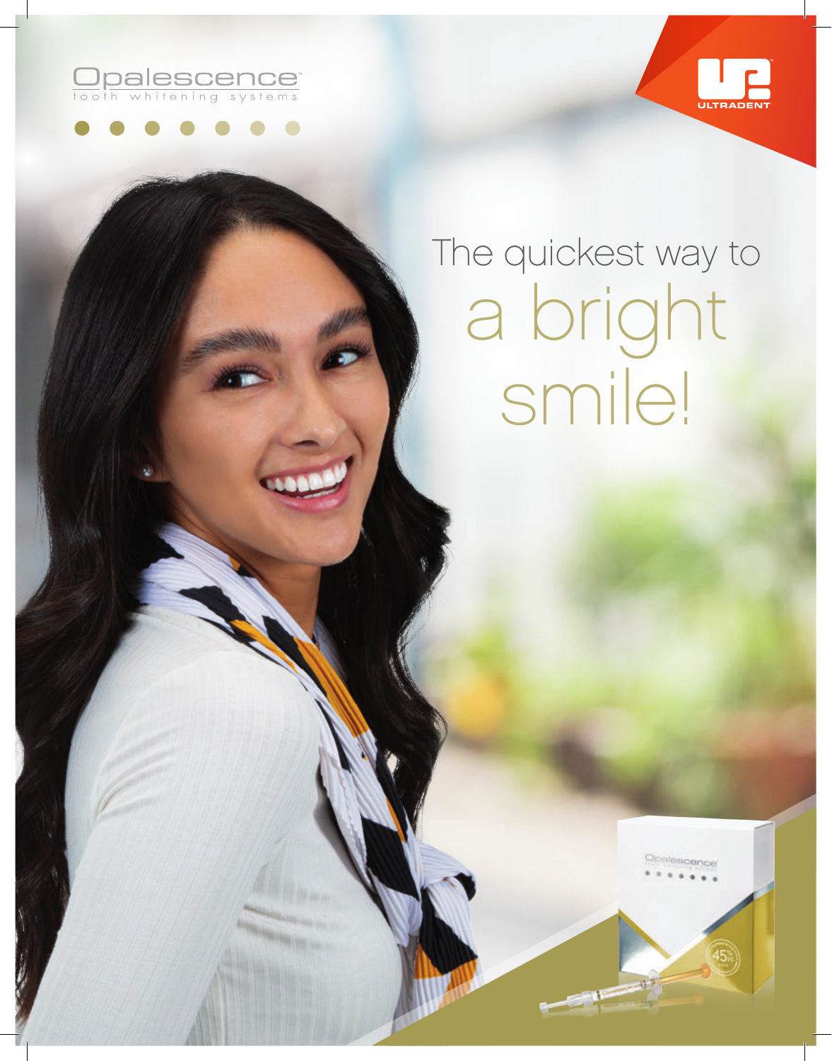Opalescence
tooth whitening systems

ULTRADENT

# The quickest way to a bright smile!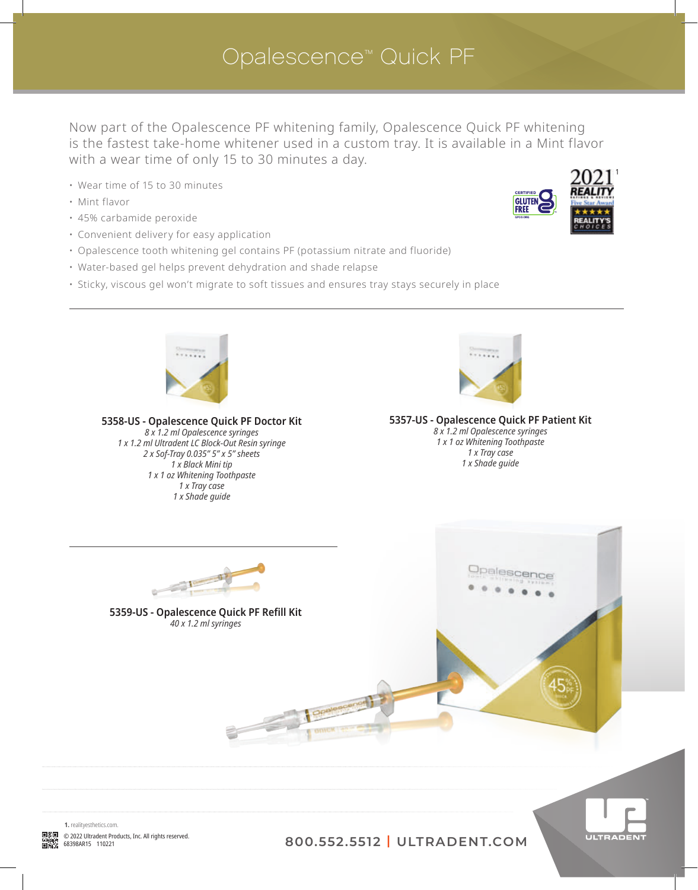# Opalescence™ Quick PF

Now part of the Opalescence PF whitening family, Opalescence Quick PF whitening is the fastest take-home whitener used in a custom tray. It is available in a Mint flavor with a wear time of only 15 to 30 minutes a day.

- Wear time of 15 to 30 minutes
- Mint flavor
- 45% carbamide peroxide
- Convenient delivery for easy application
- Opalescence tooth whitening gel contains PF (potassium nitrate and fluoride)
- Water-based gel helps prevent dehydration and shade relapse
- Sticky, viscous gel won't migrate to soft tissues and ensures tray stays securely in place

CERTIFIED GLUTEN FREE GFCO.ORG

2021[1] REALITY Five Star Award REALITY'S CHOICES

**5358-US - Opalescence Quick PF Doctor Kit**

*8 x 1.2 ml Opalescence syringes*
*1 x 1.2 ml Ultradent LC Block-Out Resin syringe*
*2 x Sof-Tray 0.035" 5" x 5" sheets*
*1 x Black Mini tip*
*1 x 1 oz Whitening Toothpaste*
*1 x Tray case*
*1 x Shade guide*

**5357-US - Opalescence Quick PF Patient Kit**

*8 x 1.2 ml Opalescence syringes*
*1 x 1 oz Whitening Toothpaste*
*1 x Tray case*
*1 x Shade guide*

**5359-US - Opalescence Quick PF Refill Kit**

*40 x 1.2 ml syringes*

1. realityesthetics.com.

© 2022 Ultradent Products, Inc. All rights reserved.
68398AR15 110221

800.552.5512 | ULTRADENT.COM

ULTRADENT